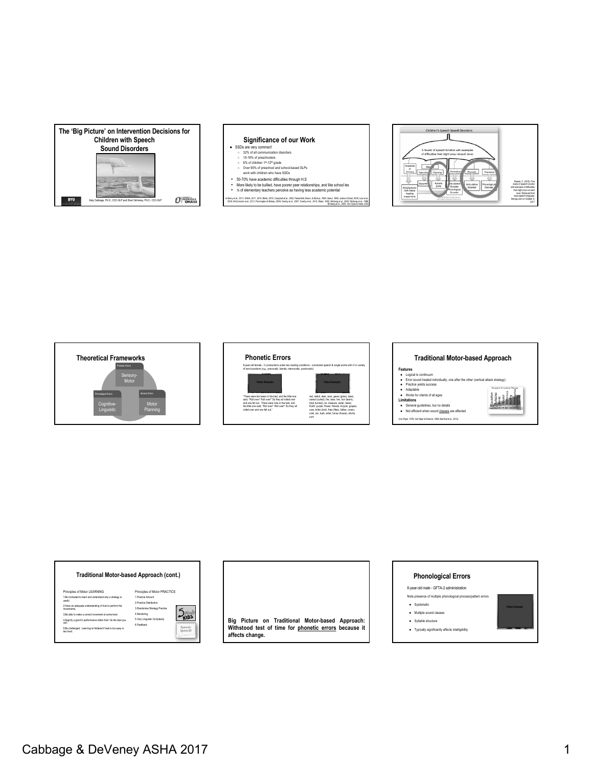## The 'Big Picture' on Intervention Decisions for Children with Speech Sound Disorders

Katy Cabbage, Ph.D., CCC-SLP and Shari DeVeney, Ph.D., CCC-SLP

## Significance of our Work

- SSDs are very common!
  - 32% of all communication disorders
  - 15-16% of preschoolers
  - 6% of children 1st-12th grade
  - Over 90% of preschool and school-based SLPs work with children who have SSDs
- 50-70% have academic difficulties through H.S
- More likely to be bullied, have poorer peer relationships, and like school les
- ¼ of elementary teachers perceive as having less academic potential

Anthony et al., 2011; ASHA, 2011, 2014; Bishop, 2010; Campbell et al., 2003; Felsenfeld, Broen, & McGue, 1994; Gierut, 1998; Justice & Ezell, 2000; Law et al., 2000; McCormack et al., 2011; Pennington & Bishop, 2009; Overby et al., 2007; Overby et al., 2012; Slater, 1992; Shriberg et al., 2005; Shriberg et al., 1999; Shriberg et al., 2005; Van Dyke & Holte, 2003

Bowen, C. (2015). Five levels of speech function with examples of difficulties that might occur at each level. Retrieved from www.speech-language-therapy.com on October 8, 2017

## Theoretical Frameworks

- Phonetic Errors — Sensory-Motor
- Phonological Errors — Cognitive-Linguistic
- Apraxic Errors — Motor Planning

## Phonetic Errors

8-year-old female - /r/ productions under two reading conditions - connected speech & single words with /r/ in variety of word positions (e.g., prevocalic, blends, intervocalic, postvocalic)

Video Example

"There were ten bears in the bed, and the little one said, "Roll over! Roll over!" So they all rolled over and one fell out. There were nine in the bed, and the little one said, "Roll over! Roll over!" So they all rolled over and one fell out."

Video Example

red, rabbit, deer, ears, gears (grins), tears, cereal (curled), fire, bear, tire, iron (learn), tired (turned), sir, treasure, sister, baker, Earth, purple, flower, friends, tricycle, grapes, core, bride (bird), fries (flies), father, crown, crab, car, bark, artist, horse (house), shorts, corn

## Traditional Motor-based Approach

**Features**

- Logical tx continuum
- Error sound treated individually, one after the other (vertical attack strategy)
- Practice yields success
- Adaptable
- Works for clients of all ages

**Limitations**

- General guidelines, but no details
- Not efficient when sound classes are affected

(Van Riper, 1978; Van Riper & Emerick, 1984; Bernthal et al., 2013)

## Traditional Motor-based Approach (cont.)

Principles of Motor LEARNING

1. Be motivated to learn and understand why a strategy is useful.
2. Have an adequate understanding of how to perform the movements.
3. Be able to make a correct movement at some level.
4. Specify a goal for performance rather than "do the best you can."
5. Be challenged. Learning is hindered if task is too easy or too hard.

Principles of Motor PRACTICE

1. Practice Amount
2. Practice Distribution
3. Randomize Strategy Practice
4. Monitoring
5. Vary Linguistic Complexity
6. Feedback

**Big Picture on Traditional Motor-based Approach: Withstood test of time for phonetic errors because it affects change.**

## Phonological Errors

6-year-old male - GFTA-2 administration

Note presence of multiple phonological process/pattern errors

- Systematic
- Multiple sound classes
- Syllable structure
- Typically significantly affects intelligibility

Video Example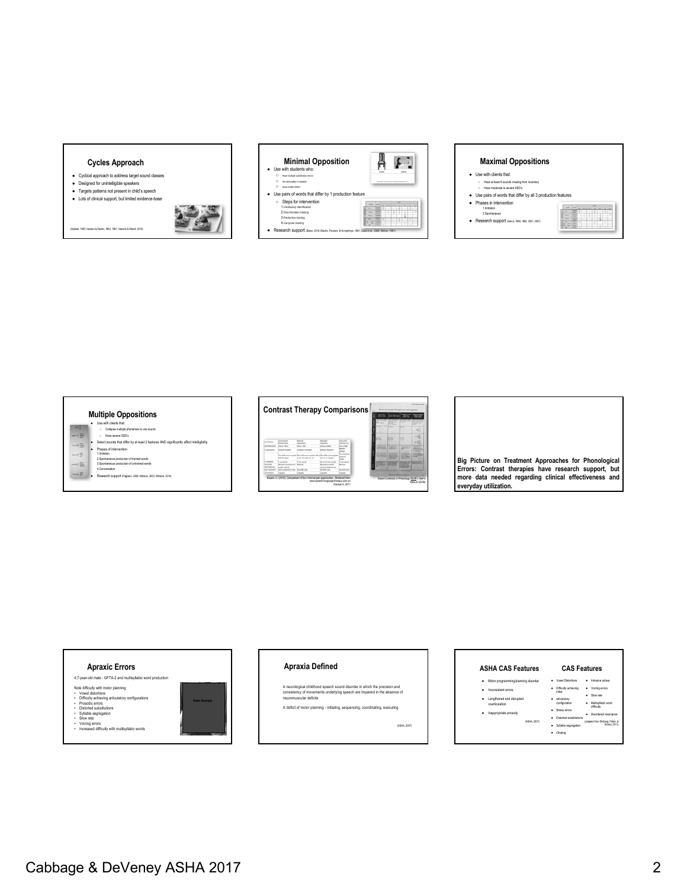## Cycles Approach

- Cyclical approach to address target sound classes
- Designed for unintelligible speakers
- Targets patterns not present in child's speech
- Lots of clinical support, but limited evidence-base

(Hodson, 1997; Hodson & Paden, 1983, 1991; Hassink & Wendt, 2016)

## Minimal Opposition

- Use with students who:
  - Have multiple substitution errors
  - Are stimulable in isolation
  - Have milder SSD's
- Use pairs of words that differ by 1 production feature
  - Steps for intervention
    1. Vocabulary identification
    2. Discrimination training
    3. Production training
    4. Carryover training
- Research support (Baker, 2010; Blache, Parsons, & Humphreys, 1981; Dodd et al., 2008; Weiner, 1981)

## Maximal Oppositions

- Use with clients that:
  - Have at least 6 sounds missing from inventory
  - Have moderate to severe SSD's
- Use pairs of words that differ by all 3 production features
- Phases in intervention
  1. Imitation
  2. Spontaneous
- Research support (Gierut, 1989, 1992, 2001, 2007)

## Multiple Oppositions

- Use with clients that:
  - Collapse multiple phonemes to one sound
  - Have severe SSD's
- Select sounds that differ by at least 2 features AND significantly affect intelligibility
- Phases of intervention
  1. Imitation
  2. Spontaneous production of trained words
  3. Spontaneous production of untrained words
  4. Conversation
- Research support (Pagliarin, 2009; Williams, 2000; Williams, 2010)

## Contrast Therapy Comparisons

Bowen, C. (2015). Comparison of four minimal pair approaches. Retrieved from www.speech-language-therapy.com on October 9, 2017

Sound Contrasts in Phonology (SCIP) User's Manual (2006)

**Big Picture on Treatment Approaches for Phonological Errors: Contrast therapies have research support, but more data needed regarding clinical effectiveness and everyday utilization.**

## Apraxic Errors

4;7-year-old male - GFTA-2 and multisyllabic word production

Note difficulty with motor planning
- Vowel distortions
- Difficulty achieving articulatory configurations
- Prosodic errors
- Distorted substitutions
- Syllable segregation
- Slow rate
- Voicing errors
- Increased difficulty with multisyllabic words

Video Example

## Apraxia Defined

A neurological childhood speech sound disorder in which the precision and consistency of movements underlying speech are impaired in the absence of neuromuscular deficits

A deficit of motor planning - initiating, sequencing, coordinating, executing

(ASHA, 2007)

## ASHA CAS Features

- Motor programming/planning disorder
- Inconsistent errors
- Lengthened and disrupted coarticulation
- Inappropriate prosody

(ASHA, 2007)

## CAS Features

- Vowel Distortions
- Difficulty achieving initial articulatory configuration
- Stress errors
- Distorted substitutions
- Syllable segregation
- Groping
- Intrusive schwa
- Voicing errors
- Slow rate
- Multisyllabic word difficulty
- Disordered resonance

(adapted from Shriberg, Potter, & Strand, 2011)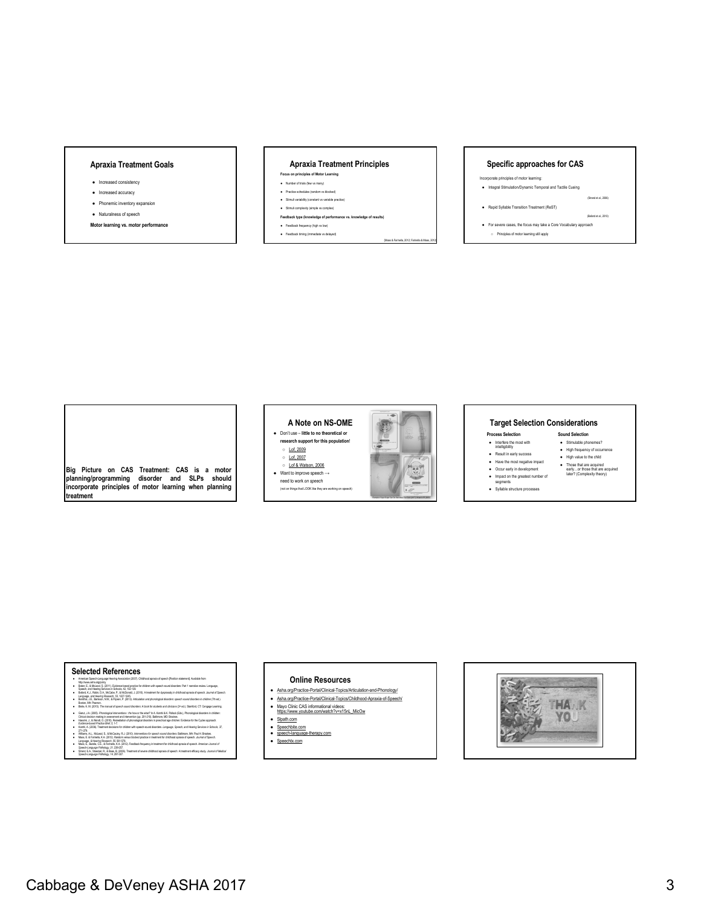## Apraxia Treatment Goals

- Increased consistency
- Increased accuracy
- Phonemic inventory expansion
- Naturalness of speech

**Motor learning vs. motor performance**

## Apraxia Treatment Principles

**Focus on principles of Motor Learning**

- Number of trials (few vs many)
- Practice schedules (random vs blocked)
- Stimuli variability (constant vs variable practice)
- Stimuli complexity (simple vs complex)

**Feedback type (knowledge of performance vs. knowledge of results)**

- Feedback frequency (high vs low)
- Feedback timing (immediate vs delayed)

(Maas & Farinella, 2012; Farinella & Maas, 2012)

## Specific approaches for CAS

Incorporate principles of motor learning:

- Integral Stimulation/Dynamic Temporal and Tactile Cueing

(Strand et al., 2006)

- Rapid Syllable Transition Treatment (ReST)

(Ballard et al., 2010)

- For severe cases, the focus may take a Core Vocabulary approach
  - Principles of motor learning still apply

**Big Picture on CAS Treatment: CAS is a motor planning/programming disorder and SLPs should incorporate principles of motor learning when planning treatment**

## A Note on NS-OME

- Don't use – **little to no theoretical or research support for this population!**
  - Lof, 2009
  - Lof, 2007
  - Lof & Watson, 2008
- Want to improve speech → need to work *on speech*

(not on things that LOOK like they are working on speech)

## Target Selection Considerations

**Process Selection**

- Interfere the most with intelligibility
- Result in early success
- Have the most negative impact
- Occur early in development
- Impact on the greatest number of segments
- Syllable structure processes

**Sound Selection**

- Stimulable phonemes?
- High frequency of occurrence
- High value to the child
- Those that are acquired early…or those that are acquired later? (Complexity theory)

## Selected References

- American Speech-Language Hearing Association (2007). Childhood apraxia of speech [Position statement]. Available from: http://www.asha.org/policy.
- Baker, E., & McLeod, S. (2011). Evidence-based practice for children with speech sound disorders: Part 1 narrative review. Language, Speech, and Hearing Services in Schools, 42, 102-139.
- Ballard, K.J., Robin, D.A., McCabe, P., & McDonald, J. (2010). A treatment for dysprosody in childhood apraxia of speech. Journal of Speech, Language, and Hearing Research, 53, 1227-1245.
- Bernthal, J.E., Bankson, N.W., & Flipsen, P. (2013). Articulation and phonological disorders: speech sound disorders in children (7th ed.). Boston, MA: Pearson.
- Bleile, K. M. (2015). The manual of speech sound disorders: A book for students and clinicians (3rd ed.). Stamford, CT: Cengage Learning.
- Gierut, J.A. (2005). Phonological intervention: the how or the what? In A. Kamhi & K. Pollock (Eds.), Phonological disorders in children: Clinical decision making in assessment and intervention (pp. 201-210). Baltimore, MD: Brookes.
- Hassink, J., & Wendt, O. (2010). Remediation of phonological disorders in preschool age children: Evidence for the Cycles approach. Evidence-based Practice Brief, 5, 1-7.
- Kamhi, A. (2006). Treatment decisions for children with speech-sound disorders. Language, Speech, and Hearing Services in Schools, 37, 271-279.
- Williams, A.L., McLeod, S., & McCauley, R.J. (2010). Interventions for speech sound disorders. Baltimore, MA: Paul H. Brookes.
- Maas, E. & Farinella, K.A. (2012). Random versus blocked practice in treatment for childhood apraxia of speech. Journal of Speech, Language, & Hearing Research, 55, 561-578.
- Maas, E., Butalla, C.E., & Farinella, K.A. (2012). Feedback frequency in treatment for childhood apraxia of speech. American Journal of Speech-Language Pathology, 21, 239-257.
- Strand, E.A., Stoeckel, R., & Baas, B. (2006). Treatment of severe childhood apraxia of speech: A treatment efficacy study. Journal of Medical Speech-Language Pathology, 14, 297-307.

## Online Resources

- Asha.org/Practice-Portal/Clinical-Topics/Articulation-and-Phonology/
- Asha.org/Practice-Portal/Clinical-Topics/Childhood-Apraxia-of-Speech/
- Mayo Clinic CAS informational videos: https://www.youtube.com/watch?v=x15nL_MicOw
- Slpath.com
- Speechbite.com
- speech-language-therapy.com
- Speechtx.com

THANK YOU